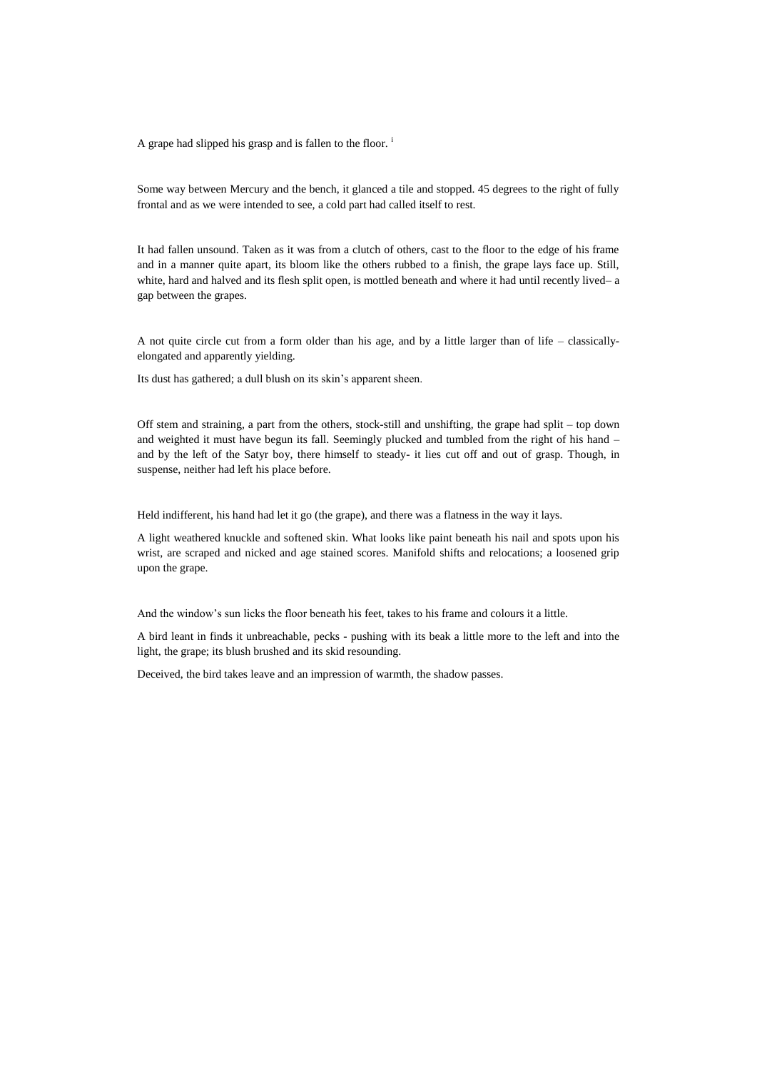A grape had slipped his grasp and is fallen to the floor. [i]

Some way between Mercury and the bench, it glanced a tile and stopped. 45 degrees to the right of fully frontal and as we were intended to see, a cold part had called itself to rest.

It had fallen unsound. Taken as it was from a clutch of others, cast to the floor to the edge of his frame and in a manner quite apart, its bloom like the others rubbed to a finish, the grape lays face up. Still, white, hard and halved and its flesh split open, is mottled beneath and where it had until recently lived– a gap between the grapes.

A not quite circle cut from a form older than his age, and by a little larger than of life – classically-elongated and apparently yielding.

Its dust has gathered; a dull blush on its skin's apparent sheen.

Off stem and straining, a part from the others, stock-still and unshifting, the grape had split – top down and weighted it must have begun its fall. Seemingly plucked and tumbled from the right of his hand – and by the left of the Satyr boy, there himself to steady- it lies cut off and out of grasp. Though, in suspense, neither had left his place before.

Held indifferent, his hand had let it go (the grape), and there was a flatness in the way it lays.

A light weathered knuckle and softened skin. What looks like paint beneath his nail and spots upon his wrist, are scraped and nicked and age stained scores. Manifold shifts and relocations; a loosened grip upon the grape.

And the window's sun licks the floor beneath his feet, takes to his frame and colours it a little.

A bird leant in finds it unbreachable, pecks - pushing with its beak a little more to the left and into the light, the grape; its blush brushed and its skid resounding.

Deceived, the bird takes leave and an impression of warmth, the shadow passes.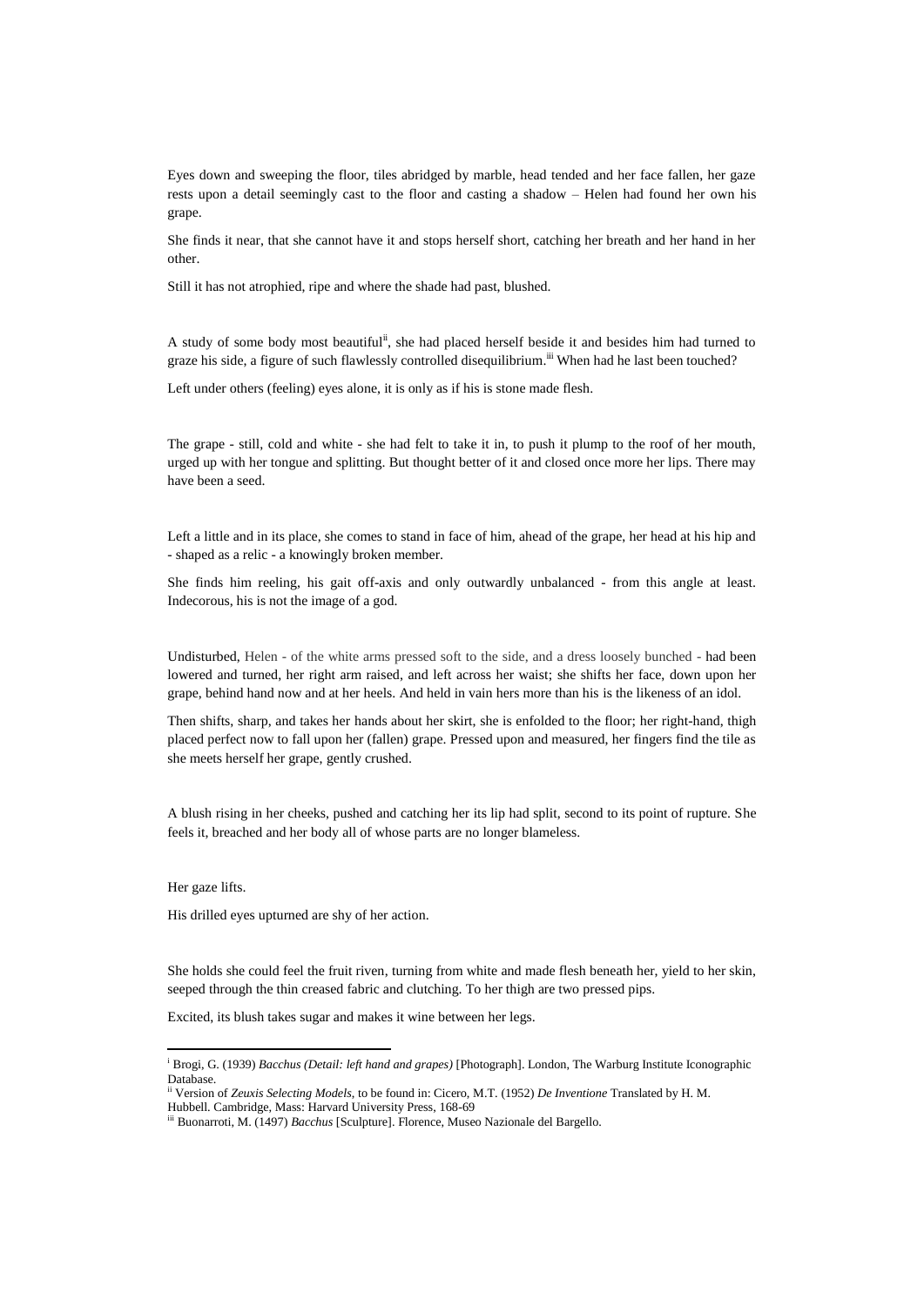Eyes down and sweeping the floor, tiles abridged by marble, head tended and her face fallen, her gaze rests upon a detail seemingly cast to the floor and casting a shadow – Helen had found her own his grape.

She finds it near, that she cannot have it and stops herself short, catching her breath and her hand in her other.

Still it has not atrophied, ripe and where the shade had past, blushed.

A study of some body most beautiful[ii], she had placed herself beside it and besides him had turned to graze his side, a figure of such flawlessly controlled disequilibrium.[iii] When had he last been touched?

Left under others (feeling) eyes alone, it is only as if his is stone made flesh.

The grape - still, cold and white - she had felt to take it in, to push it plump to the roof of her mouth, urged up with her tongue and splitting. But thought better of it and closed once more her lips. There may have been a seed.

Left a little and in its place, she comes to stand in face of him, ahead of the grape, her head at his hip and - shaped as a relic - a knowingly broken member.

She finds him reeling, his gait off-axis and only outwardly unbalanced - from this angle at least. Indecorous, his is not the image of a god.

Undisturbed, Helen - of the white arms pressed soft to the side, and a dress loosely bunched - had been lowered and turned, her right arm raised, and left across her waist; she shifts her face, down upon her grape, behind hand now and at her heels. And held in vain hers more than his is the likeness of an idol.

Then shifts, sharp, and takes her hands about her skirt, she is enfolded to the floor; her right-hand, thigh placed perfect now to fall upon her (fallen) grape. Pressed upon and measured, her fingers find the tile as she meets herself her grape, gently crushed.

A blush rising in her cheeks, pushed and catching her its lip had split, second to its point of rupture. She feels it, breached and her body all of whose parts are no longer blameless.

Her gaze lifts.

His drilled eyes upturned are shy of her action.

She holds she could feel the fruit riven, turning from white and made flesh beneath her, yield to her skin, seeped through the thin creased fabric and clutching. To her thigh are two pressed pips.

Excited, its blush takes sugar and makes it wine between her legs.

---

[i] Brogi, G. (1939) *Bacchus (Detail: left hand and grapes)* [Photograph]. London, The Warburg Institute Iconographic Database.

[ii] Version of *Zeuxis Selecting Models*, to be found in: Cicero, M.T. (1952) *De Inventione* Translated by H. M. Hubbell. Cambridge, Mass: Harvard University Press, 168-69

[iii] Buonarroti, M. (1497) *Bacchus* [Sculpture]. Florence, Museo Nazionale del Bargello.